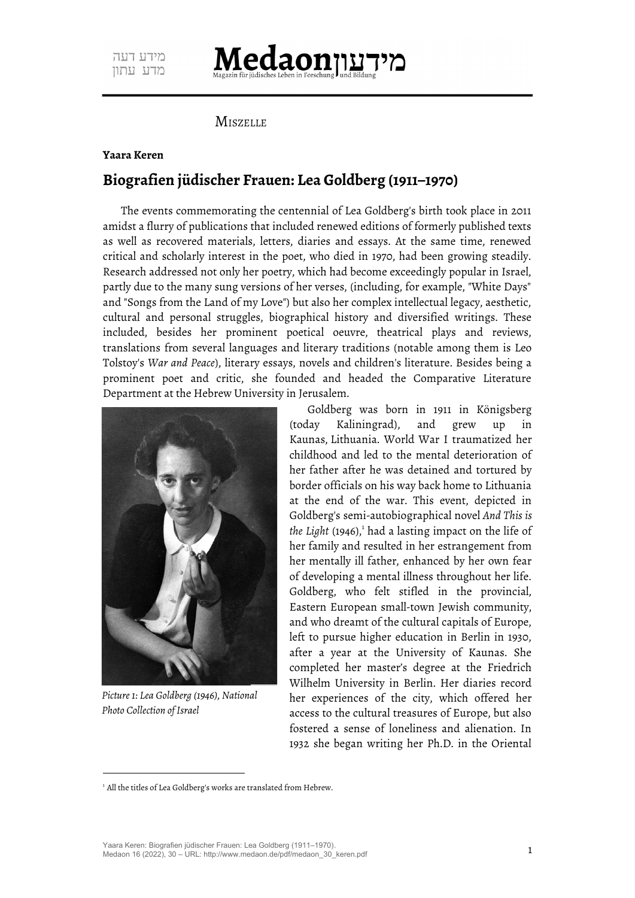MISZELLE

**Yaara Keren**

# Biografien jüdischer Frauen: Lea Goldberg (1911–1970)

The events commemorating the centennial of Lea Goldberg's birth took place in 2011 amidst a flurry of publications that included renewed editions of formerly published texts as well as recovered materials, letters, diaries and essays. At the same time, renewed critical and scholarly interest in the poet, who died in 1970, had been growing steadily. Research addressed not only her poetry, which had become exceedingly popular in Israel, partly due to the many sung versions of her verses, (including, for example, "White Days" and "Songs from the Land of my Love") but also her complex intellectual legacy, aesthetic, cultural and personal struggles, biographical history and diversified writings. These included, besides her prominent poetical oeuvre, theatrical plays and reviews, translations from several languages and literary traditions (notable among them is Leo Tolstoy's *War and Peace*), literary essays, novels and children's literature. Besides being a prominent poet and critic, she founded and headed the Comparative Literature Department at the Hebrew University in Jerusalem.

*Picture 1: Lea Goldberg (1946), National Photo Collection of Israel*

Goldberg was born in 1911 in Königsberg (today Kaliningrad), and grew up in Kaunas, Lithuania. World War I traumatized her childhood and led to the mental deterioration of her father after he was detained and tortured by border officials on his way back home to Lithuania at the end of the war. This event, depicted in Goldberg's semi-autobiographical novel *And This is the Light* (1946),[1] had a lasting impact on the life of her family and resulted in her estrangement from her mentally ill father, enhanced by her own fear of developing a mental illness throughout her life. Goldberg, who felt stifled in the provincial, Eastern European small-town Jewish community, and who dreamt of the cultural capitals of Europe, left to pursue higher education in Berlin in 1930, after a year at the University of Kaunas. She completed her master's degree at the Friedrich Wilhelm University in Berlin. Her diaries record her experiences of the city, which offered her access to the cultural treasures of Europe, but also fostered a sense of loneliness and alienation. In 1932 she began writing her Ph.D. in the Oriental

[1] All the titles of Lea Goldberg's works are translated from Hebrew.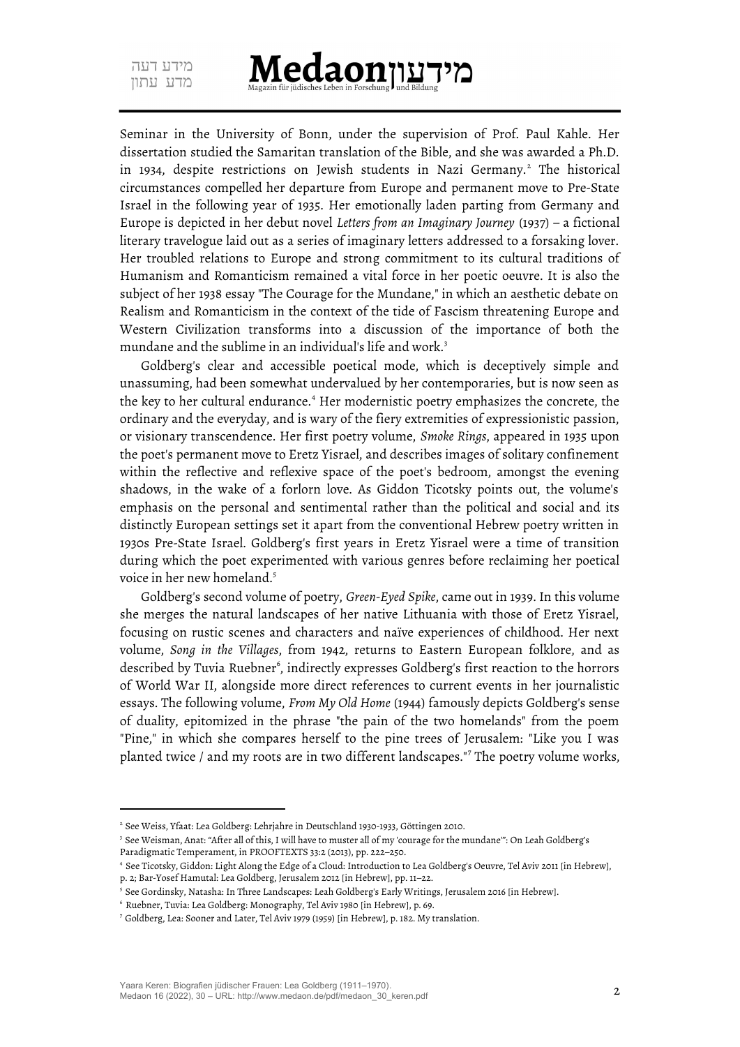Seminar in the University of Bonn, under the supervision of Prof. Paul Kahle. Her dissertation studied the Samaritan translation of the Bible, and she was awarded a Ph.D. in 1934, despite restrictions on Jewish students in Nazi Germany.[2] The historical circumstances compelled her departure from Europe and permanent move to Pre-State Israel in the following year of 1935. Her emotionally laden parting from Germany and Europe is depicted in her debut novel *Letters from an Imaginary Journey* (1937) – a fictional literary travelogue laid out as a series of imaginary letters addressed to a forsaking lover. Her troubled relations to Europe and strong commitment to its cultural traditions of Humanism and Romanticism remained a vital force in her poetic oeuvre. It is also the subject of her 1938 essay "The Courage for the Mundane," in which an aesthetic debate on Realism and Romanticism in the context of the tide of Fascism threatening Europe and Western Civilization transforms into a discussion of the importance of both the mundane and the sublime in an individual's life and work.[3]

Goldberg's clear and accessible poetical mode, which is deceptively simple and unassuming, had been somewhat undervalued by her contemporaries, but is now seen as the key to her cultural endurance.[4] Her modernistic poetry emphasizes the concrete, the ordinary and the everyday, and is wary of the fiery extremities of expressionistic passion, or visionary transcendence. Her first poetry volume, *Smoke Rings*, appeared in 1935 upon the poet's permanent move to Eretz Yisrael, and describes images of solitary confinement within the reflective and reflexive space of the poet's bedroom, amongst the evening shadows, in the wake of a forlorn love. As Giddon Ticotsky points out, the volume's emphasis on the personal and sentimental rather than the political and social and its distinctly European settings set it apart from the conventional Hebrew poetry written in 1930s Pre-State Israel. Goldberg's first years in Eretz Yisrael were a time of transition during which the poet experimented with various genres before reclaiming her poetical voice in her new homeland.[5]

Goldberg's second volume of poetry, *Green-Eyed Spike*, came out in 1939. In this volume she merges the natural landscapes of her native Lithuania with those of Eretz Yisrael, focusing on rustic scenes and characters and naïve experiences of childhood. Her next volume, *Song in the Villages*, from 1942, returns to Eastern European folklore, and as described by Tuvia Ruebner[6], indirectly expresses Goldberg's first reaction to the horrors of World War II, alongside more direct references to current events in her journalistic essays. The following volume, *From My Old Home* (1944) famously depicts Goldberg's sense of duality, epitomized in the phrase "the pain of the two homelands" from the poem "Pine," in which she compares herself to the pine trees of Jerusalem: "Like you I was planted twice / and my roots are in two different landscapes."[7] The poetry volume works,

---

[2] See Weiss, Yfaat: Lea Goldberg: Lehrjahre in Deutschland 1930-1933, Göttingen 2010.

[3] See Weisman, Anat: "After all of this, I will have to muster all of my 'courage for the mundane'": On Leah Goldberg's Paradigmatic Temperament, in PROOFTEXTS 33:2 (2013), pp. 222–250.

[4] See Ticotsky, Giddon: Light Along the Edge of a Cloud: Introduction to Lea Goldberg's Oeuvre, Tel Aviv 2011 [in Hebrew], p. 2; Bar-Yosef Hamutal: Lea Goldberg, Jerusalem 2012 [in Hebrew], pp. 11–22.

[5] See Gordinsky, Natasha: In Three Landscapes: Leah Goldberg's Early Writings, Jerusalem 2016 [in Hebrew].

[6] Ruebner, Tuvia: Lea Goldberg: Monography, Tel Aviv 1980 [in Hebrew], p. 69.

[7] Goldberg, Lea: Sooner and Later, Tel Aviv 1979 (1959) [in Hebrew], p. 182. My translation.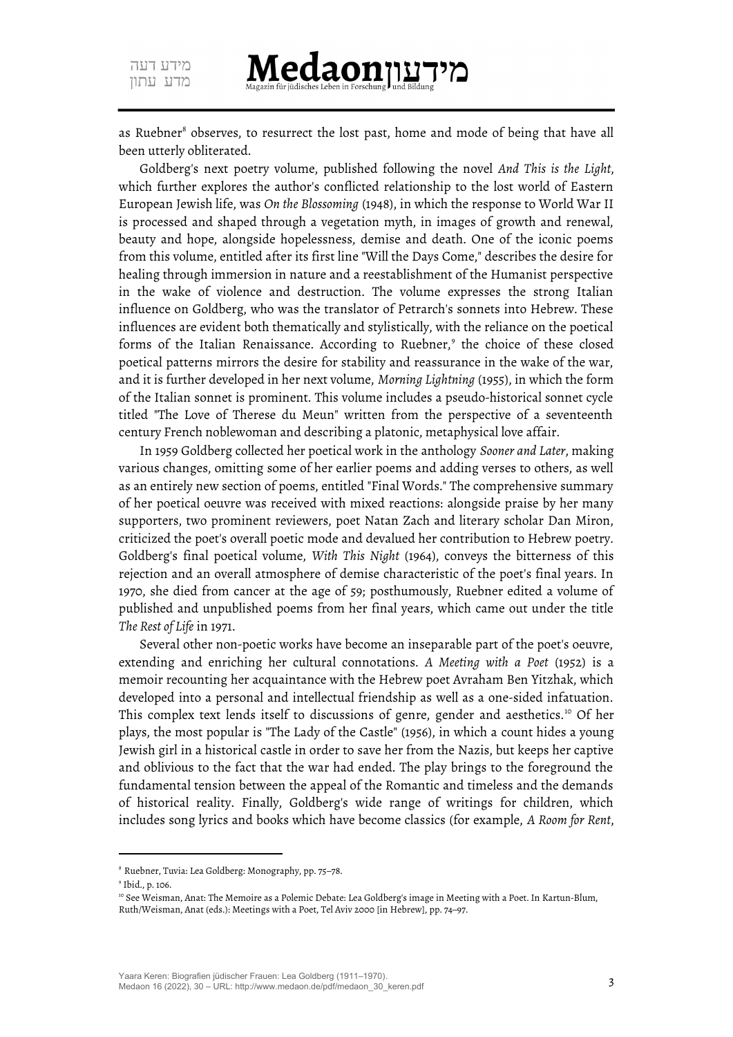as Ruebner[8] observes, to resurrect the lost past, home and mode of being that have all been utterly obliterated.

Goldberg's next poetry volume, published following the novel *And This is the Light*, which further explores the author's conflicted relationship to the lost world of Eastern European Jewish life, was *On the Blossoming* (1948), in which the response to World War II is processed and shaped through a vegetation myth, in images of growth and renewal, beauty and hope, alongside hopelessness, demise and death. One of the iconic poems from this volume, entitled after its first line "Will the Days Come," describes the desire for healing through immersion in nature and a reestablishment of the Humanist perspective in the wake of violence and destruction. The volume expresses the strong Italian influence on Goldberg, who was the translator of Petrarch's sonnets into Hebrew. These influences are evident both thematically and stylistically, with the reliance on the poetical forms of the Italian Renaissance. According to Ruebner,[9] the choice of these closed poetical patterns mirrors the desire for stability and reassurance in the wake of the war, and it is further developed in her next volume, *Morning Lightning* (1955), in which the form of the Italian sonnet is prominent. This volume includes a pseudo-historical sonnet cycle titled "The Love of Therese du Meun" written from the perspective of a seventeenth century French noblewoman and describing a platonic, metaphysical love affair.

In 1959 Goldberg collected her poetical work in the anthology *Sooner and Later*, making various changes, omitting some of her earlier poems and adding verses to others, as well as an entirely new section of poems, entitled "Final Words." The comprehensive summary of her poetical oeuvre was received with mixed reactions: alongside praise by her many supporters, two prominent reviewers, poet Natan Zach and literary scholar Dan Miron, criticized the poet's overall poetic mode and devalued her contribution to Hebrew poetry. Goldberg's final poetical volume, *With This Night* (1964), conveys the bitterness of this rejection and an overall atmosphere of demise characteristic of the poet's final years. In 1970, she died from cancer at the age of 59; posthumously, Ruebner edited a volume of published and unpublished poems from her final years, which came out under the title *The Rest of Life* in 1971.

Several other non-poetic works have become an inseparable part of the poet's oeuvre, extending and enriching her cultural connotations. *A Meeting with a Poet* (1952) is a memoir recounting her acquaintance with the Hebrew poet Avraham Ben Yitzhak, which developed into a personal and intellectual friendship as well as a one-sided infatuation. This complex text lends itself to discussions of genre, gender and aesthetics.[10] Of her plays, the most popular is "The Lady of the Castle" (1956), in which a count hides a young Jewish girl in a historical castle in order to save her from the Nazis, but keeps her captive and oblivious to the fact that the war had ended. The play brings to the foreground the fundamental tension between the appeal of the Romantic and timeless and the demands of historical reality. Finally, Goldberg's wide range of writings for children, which includes song lyrics and books which have become classics (for example, *A Room for Rent*,

---

[8] Ruebner, Tuvia: Lea Goldberg: Monography, pp. 75–78.

[9] Ibid., p. 106.

[10] See Weisman, Anat: The Memoire as a Polemic Debate: Lea Goldberg's image in Meeting with a Poet. In Kartun-Blum, Ruth/Weisman, Anat (eds.): Meetings with a Poet, Tel Aviv 2000 [in Hebrew], pp. 74–97.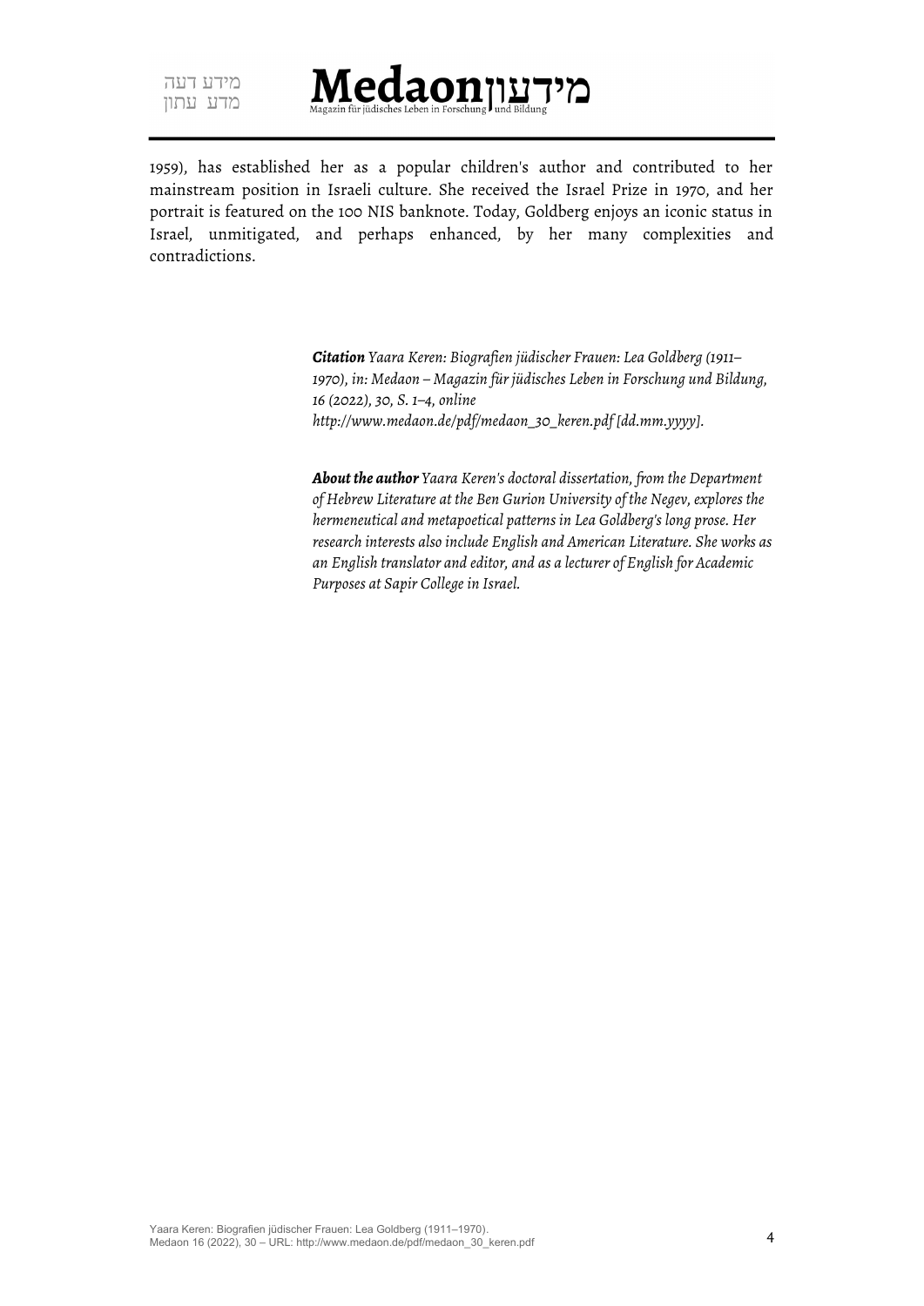1959), has established her as a popular children's author and contributed to her mainstream position in Israeli culture. She received the Israel Prize in 1970, and her portrait is featured on the 100 NIS banknote. Today, Goldberg enjoys an iconic status in Israel, unmitigated, and perhaps enhanced, by her many complexities and contradictions.

***Citation*** *Yaara Keren: Biografien jüdischer Frauen: Lea Goldberg (1911–1970), in: Medaon – Magazin für jüdisches Leben in Forschung und Bildung, 16 (2022), 30, S. 1–4, online http://www.medaon.de/pdf/medaon_30_keren.pdf [dd.mm.yyyy].*

***About the author*** *Yaara Keren's doctoral dissertation, from the Department of Hebrew Literature at the Ben Gurion University of the Negev, explores the hermeneutical and metapoetical patterns in Lea Goldberg's long prose. Her research interests also include English and American Literature. She works as an English translator and editor, and as a lecturer of English for Academic Purposes at Sapir College in Israel.*